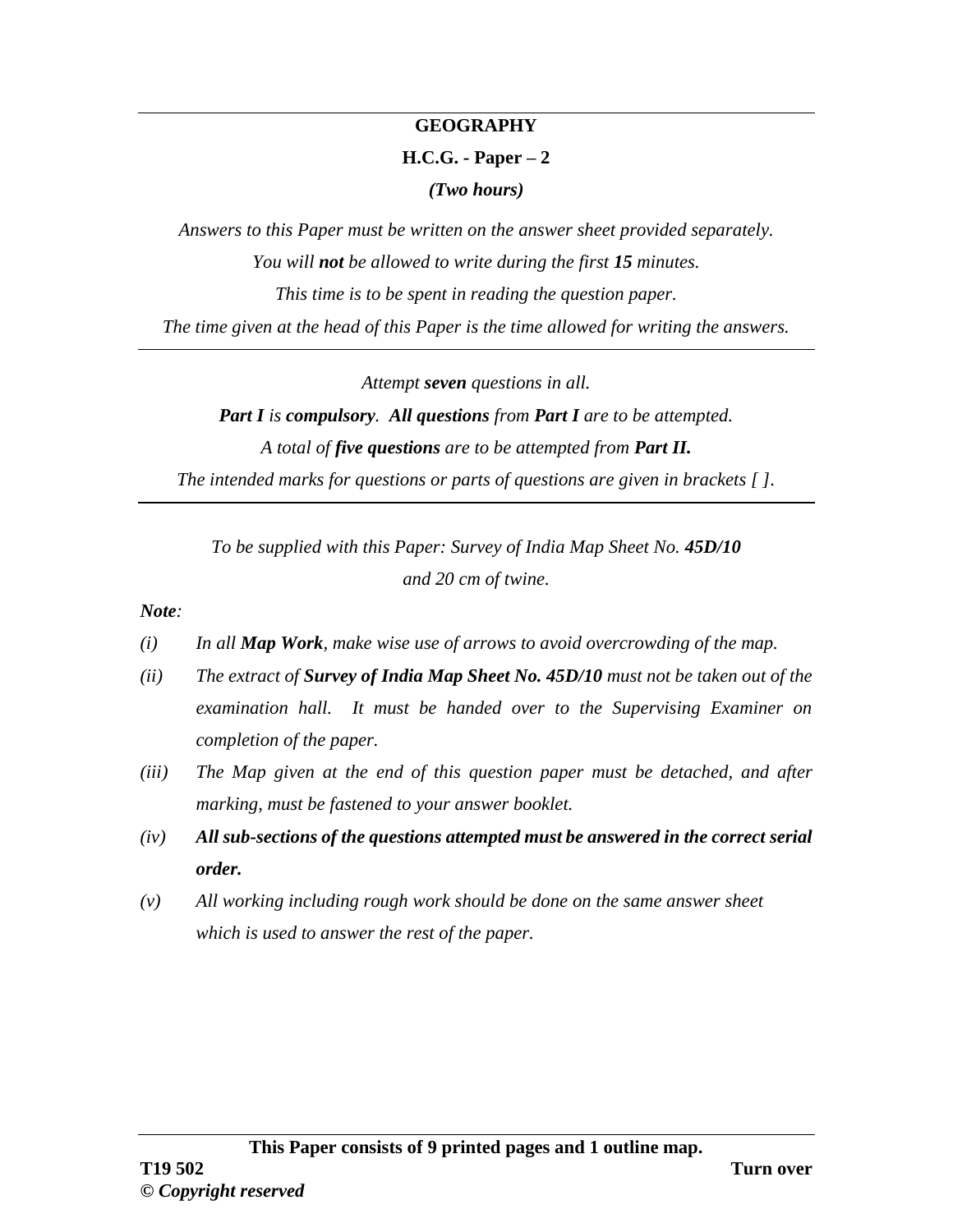# GEOGRAPHY

## H.C.G. - Paper – 2

*(Two hours)*

*Answers to this Paper must be written on the answer sheet provided separately.*

*You will **not** be allowed to write during the first **15** minutes.*

*This time is to be spent in reading the question paper.*

*The time given at the head of this Paper is the time allowed for writing the answers.*

---

*Attempt **seven** questions in all.*

***Part I** is **compulsory**. **All questions** from **Part I** are to be attempted.*

*A total of **five questions** are to be attempted from **Part II.***

*The intended marks for questions or parts of questions are given in brackets [ ].*

---

*To be supplied with this Paper: Survey of India Map Sheet No. **45D/10** and 20 cm of twine.*

***Note**:*

*(i) In all **Map Work**, make wise use of arrows to avoid overcrowding of the map.*

*(ii) The extract of **Survey of India Map Sheet No. 45D/10** must not be taken out of the examination hall. It must be handed over to the Supervising Examiner on completion of the paper.*

*(iii) The Map given at the end of this question paper must be detached, and after marking, must be fastened to your answer booklet.*

*(iv) **All sub-sections of the questions attempted must be answered in the correct serial order.***

*(v) All working including rough work should be done on the same answer sheet which is used to answer the rest of the paper.*

**This Paper consists of 9 printed pages and 1 outline map.**

**T19 502** **Turn over**

**© *Copyright reserved***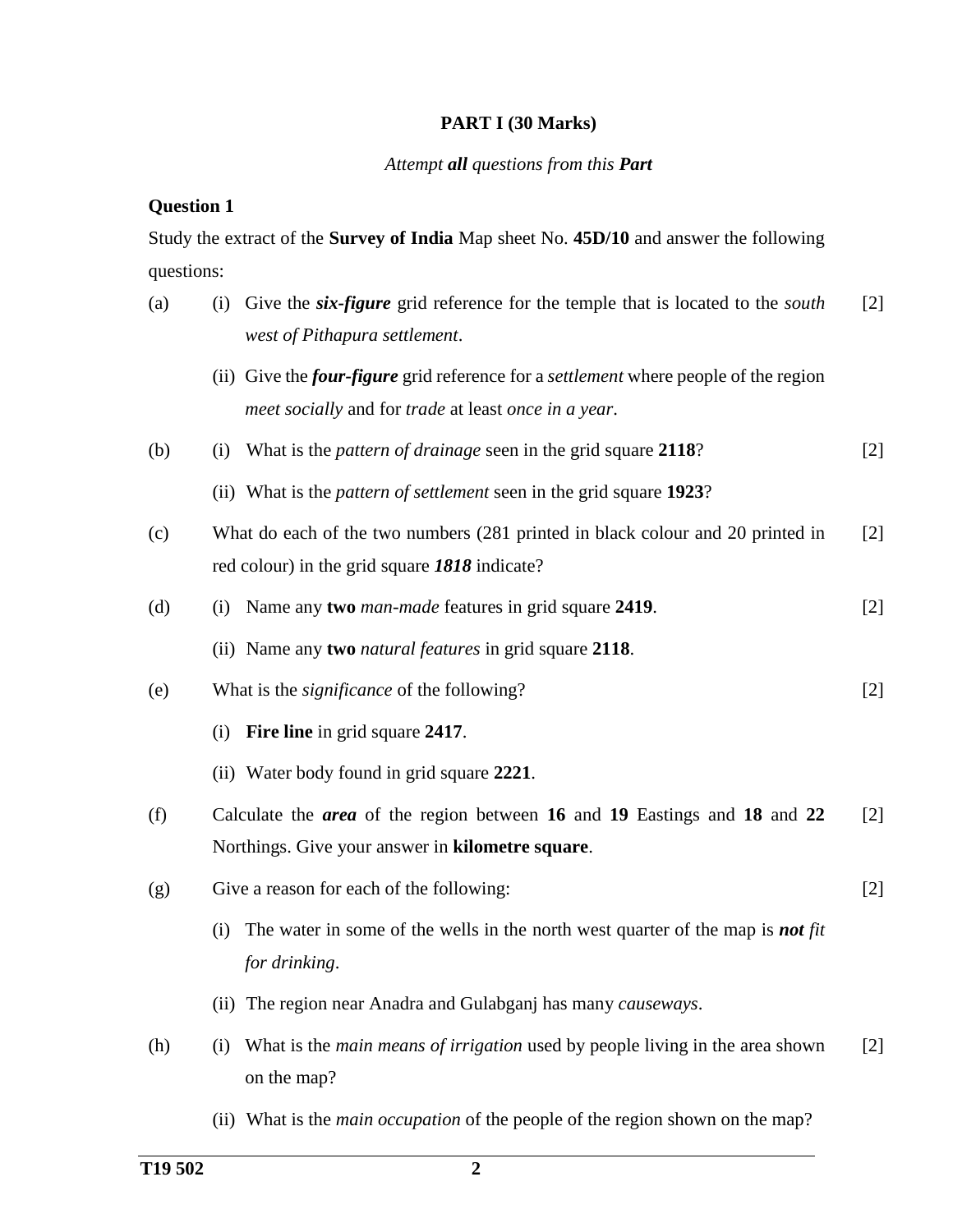## PART I (30 Marks)

*Attempt **all** questions from this **Part***

### Question 1

Study the extract of the **Survey of India** Map sheet No. **45D/10** and answer the following questions:

(a) (i) Give the ***six-figure*** grid reference for the temple that is located to the *south west of Pithapura settlement*. [2]

(ii) Give the ***four-figure*** grid reference for a *settlement* where people of the region *meet socially* and for *trade* at least *once in a year*.

(b) (i) What is the *pattern of drainage* seen in the grid square **2118**? [2]

(ii) What is the *pattern of settlement* seen in the grid square **1923**?

(c) What do each of the two numbers (281 printed in black colour and 20 printed in red colour) in the grid square ***1818*** indicate? [2]

(d) (i) Name any **two** *man-made* features in grid square **2419**. [2]

(ii) Name any **two** *natural features* in grid square **2118**.

(e) What is the *significance* of the following? [2]

(i) **Fire line** in grid square **2417**.

(ii) Water body found in grid square **2221**.

(f) Calculate the ***area*** of the region between **16** and **19** Eastings and **18** and **22** Northings. Give your answer in **kilometre square**. [2]

(g) Give a reason for each of the following: [2]

(i) The water in some of the wells in the north west quarter of the map is ***not*** *fit for drinking*.

(ii) The region near Anadra and Gulabganj has many *causeways*.

(h) (i) What is the *main means of irrigation* used by people living in the area shown on the map? [2]

(ii) What is the *main occupation* of the people of the region shown on the map?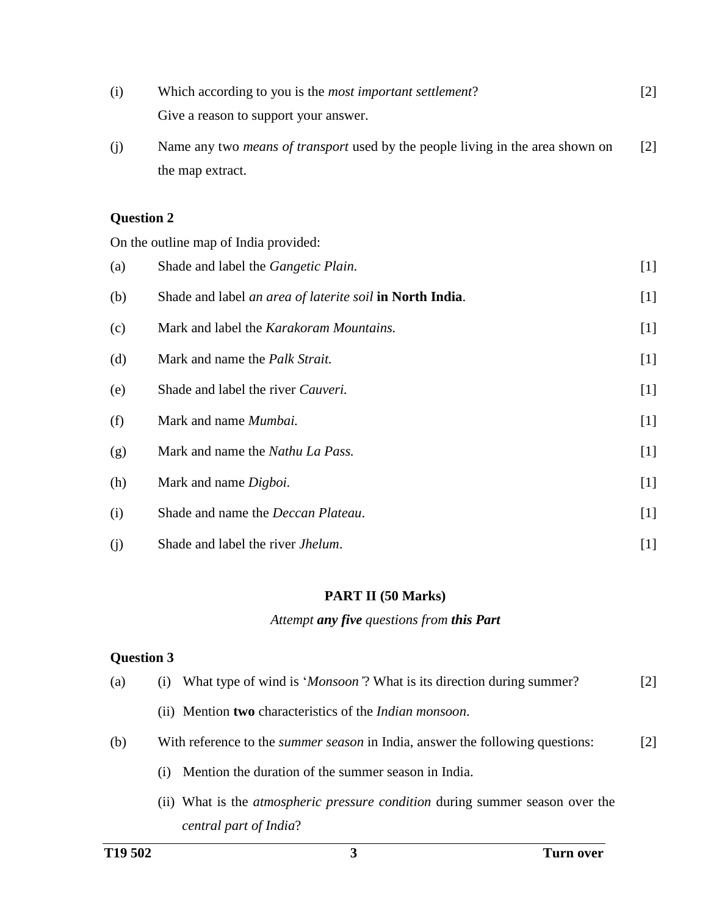(i) Which according to you is the *most important settlement*? Give a reason to support your answer. [2]

(j) Name any two *means of transport* used by the people living in the area shown on the map extract. [2]

**Question 2**

On the outline map of India provided:

(a) Shade and label the *Gangetic Plain.* [1]

(b) Shade and label *an area of laterite soil* **in North India**. [1]

(c) Mark and label the *Karakoram Mountains.* [1]

(d) Mark and name the *Palk Strait.* [1]

(e) Shade and label the river *Cauveri.* [1]

(f) Mark and name *Mumbai.* [1]

(g) Mark and name the *Nathu La Pass.* [1]

(h) Mark and name *Digboi.* [1]

(i) Shade and name the *Deccan Plateau*. [1]

(j) Shade and label the river *Jhelum*. [1]

## PART II (50 Marks)

*Attempt **any five** questions from **this Part***

**Question 3**

(a) (i) What type of wind is '*Monsoon'*? What is its direction during summer? [2]

(ii) Mention **two** characteristics of the *Indian monsoon*.

(b) With reference to the *summer season* in India, answer the following questions: [2]

(i) Mention the duration of the summer season in India.

(ii) What is the *atmospheric pressure condition* during summer season over the *central part of India*?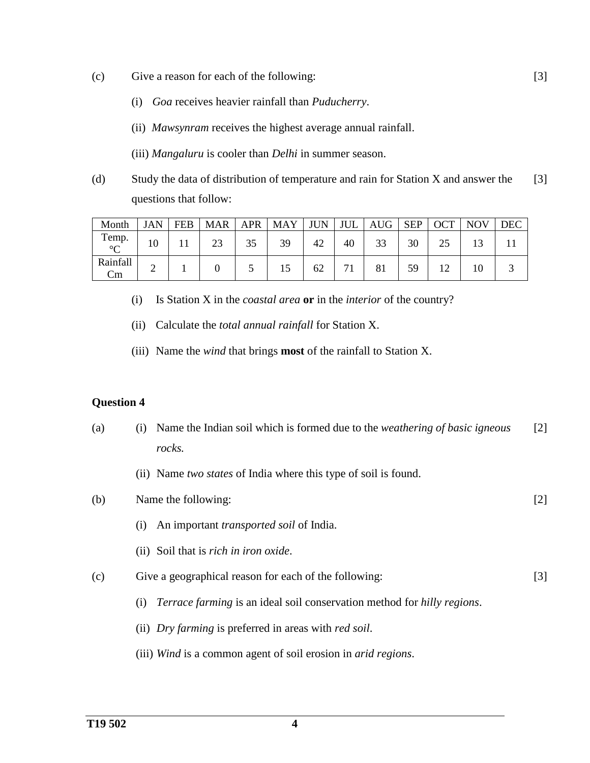(c) Give a reason for each of the following: [3]

(i) *Goa* receives heavier rainfall than *Puducherry*.

(ii) *Mawsynram* receives the highest average annual rainfall.

(iii) *Mangaluru* is cooler than *Delhi* in summer season.

(d) Study the data of distribution of temperature and rain for Station X and answer the questions that follow: [3]

| Month | JAN | FEB | MAR | APR | MAY | JUN | JUL | AUG | SEP | OCT | NOV | DEC |
|---|---|---|---|---|---|---|---|---|---|---|---|---|
| Temp. °C | 10 | 11 | 23 | 35 | 39 | 42 | 40 | 33 | 30 | 25 | 13 | 11 |
| Rainfall Cm | 2 | 1 | 0 | 5 | 15 | 62 | 71 | 81 | 59 | 12 | 10 | 3 |

(i) Is Station X in the *coastal area* **or** in the *interior* of the country?

(ii) Calculate the *total annual rainfall* for Station X.

(iii) Name the *wind* that brings **most** of the rainfall to Station X.

**Question 4**

(a) (i) Name the Indian soil which is formed due to the *weathering of basic igneous rocks.* [2]

(ii) Name *two states* of India where this type of soil is found.

(b) Name the following: [2]

(i) An important *transported soil* of India.

(ii) Soil that is *rich in iron oxide*.

(c) Give a geographical reason for each of the following: [3]

(i) *Terrace farming* is an ideal soil conservation method for *hilly regions*.

(ii) *Dry farming* is preferred in areas with *red soil*.

(iii) *Wind* is a common agent of soil erosion in *arid regions*.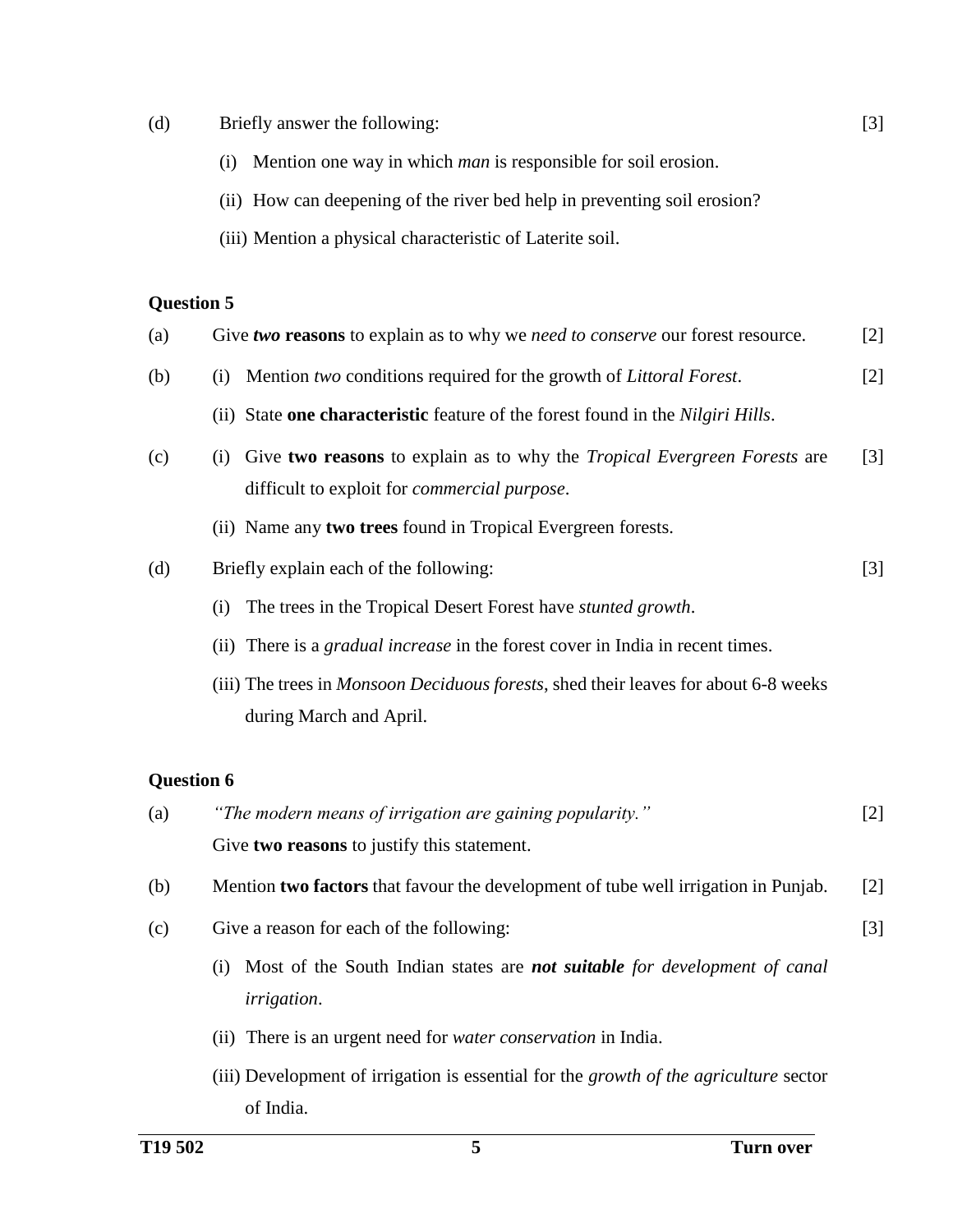(d) Briefly answer the following: [3]

(i) Mention one way in which *man* is responsible for soil erosion.

(ii) How can deepening of the river bed help in preventing soil erosion?

(iii) Mention a physical characteristic of Laterite soil.

### Question 5

(a) Give ***two*** **reasons** to explain as to why we *need to conserve* our forest resource. [2]

(b) (i) Mention *two* conditions required for the growth of *Littoral Forest*. [2]

(ii) State **one characteristic** feature of the forest found in the *Nilgiri Hills*.

(c) (i) Give **two reasons** to explain as to why the *Tropical Evergreen Forests* are difficult to exploit for *commercial purpose*. [3]

(ii) Name any **two trees** found in Tropical Evergreen forests.

(d) Briefly explain each of the following: [3]

(i) The trees in the Tropical Desert Forest have *stunted growth*.

(ii) There is a *gradual increase* in the forest cover in India in recent times.

(iii) The trees in *Monsoon Deciduous forests*, shed their leaves for about 6-8 weeks during March and April.

### Question 6

(a) *"The modern means of irrigation are gaining popularity."* [2]
Give **two reasons** to justify this statement.

(b) Mention **two factors** that favour the development of tube well irrigation in Punjab. [2]

(c) Give a reason for each of the following: [3]

(i) Most of the South Indian states are ***not suitable*** *for development of canal irrigation*.

(ii) There is an urgent need for *water conservation* in India.

(iii) Development of irrigation is essential for the *growth of the agriculture* sector of India.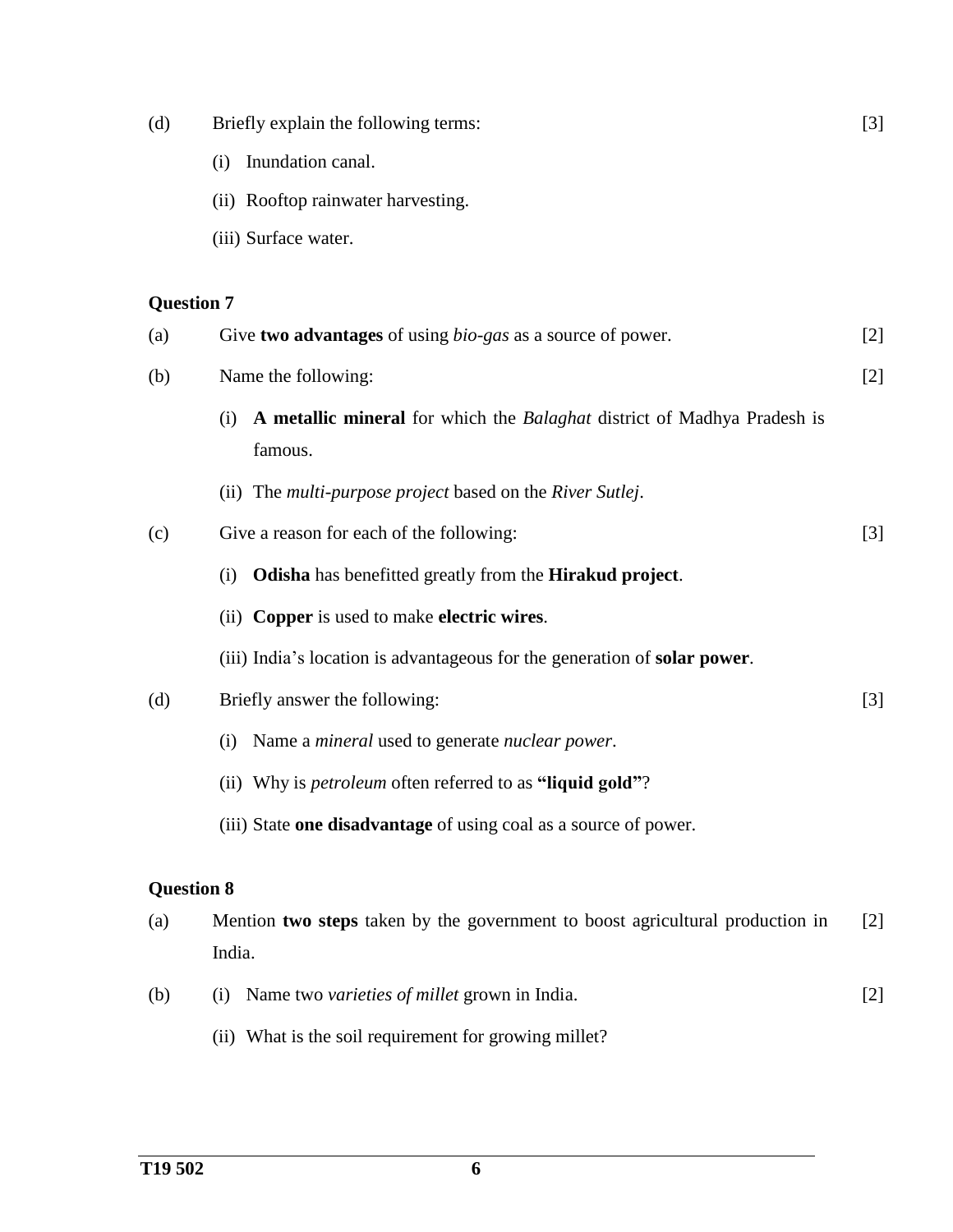(d) Briefly explain the following terms: [3]

(i) Inundation canal.

(ii) Rooftop rainwater harvesting.

(iii) Surface water.

**Question 7**

(a) Give **two advantages** of using *bio-gas* as a source of power. [2]

(b) Name the following: [2]

(i) **A metallic mineral** for which the *Balaghat* district of Madhya Pradesh is famous.

(ii) The *multi-purpose project* based on the *River Sutlej*.

(c) Give a reason for each of the following: [3]

(i) **Odisha** has benefitted greatly from the **Hirakud project**.

(ii) **Copper** is used to make **electric wires**.

(iii) India's location is advantageous for the generation of **solar power**.

(d) Briefly answer the following: [3]

(i) Name a *mineral* used to generate *nuclear power*.

(ii) Why is *petroleum* often referred to as **"liquid gold"**?

(iii) State **one disadvantage** of using coal as a source of power.

**Question 8**

(a) Mention **two steps** taken by the government to boost agricultural production in India. [2]

(b) (i) Name two *varieties of millet* grown in India. [2]

(ii) What is the soil requirement for growing millet?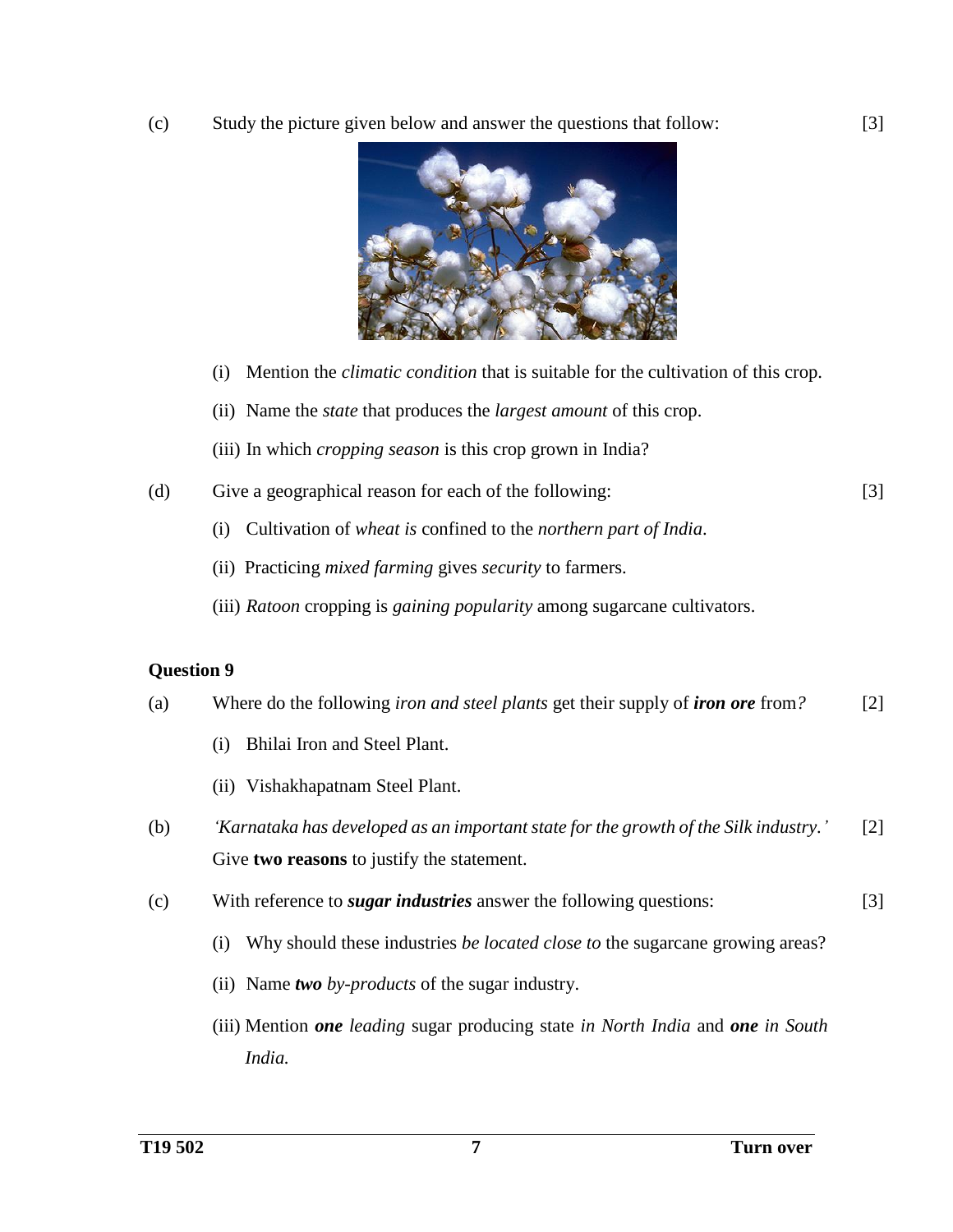(c) Study the picture given below and answer the questions that follow: [3]

(i) Mention the *climatic condition* that is suitable for the cultivation of this crop.

(ii) Name the *state* that produces the *largest amount* of this crop.

(iii) In which *cropping season* is this crop grown in India?

(d) Give a geographical reason for each of the following: [3]

(i) Cultivation of *wheat is* confined to the *northern part of India*.

(ii) Practicing *mixed farming* gives *security* to farmers.

(iii) *Ratoon* cropping is *gaining popularity* among sugarcane cultivators.

**Question 9**

(a) Where do the following *iron and steel plants* get their supply of ***iron ore*** from*?* [2]

(i) Bhilai Iron and Steel Plant.

(ii) Vishakhapatnam Steel Plant.

(b) *'Karnataka has developed as an important state for the growth of the Silk industry.'* Give **two reasons** to justify the statement. [2]

(c) With reference to ***sugar industries*** answer the following questions: [3]

(i) Why should these industries *be located close to* the sugarcane growing areas?

(ii) Name ***two*** *by-products* of the sugar industry.

(iii) Mention ***one*** *leading* sugar producing state *in North India* and ***one*** *in South India.*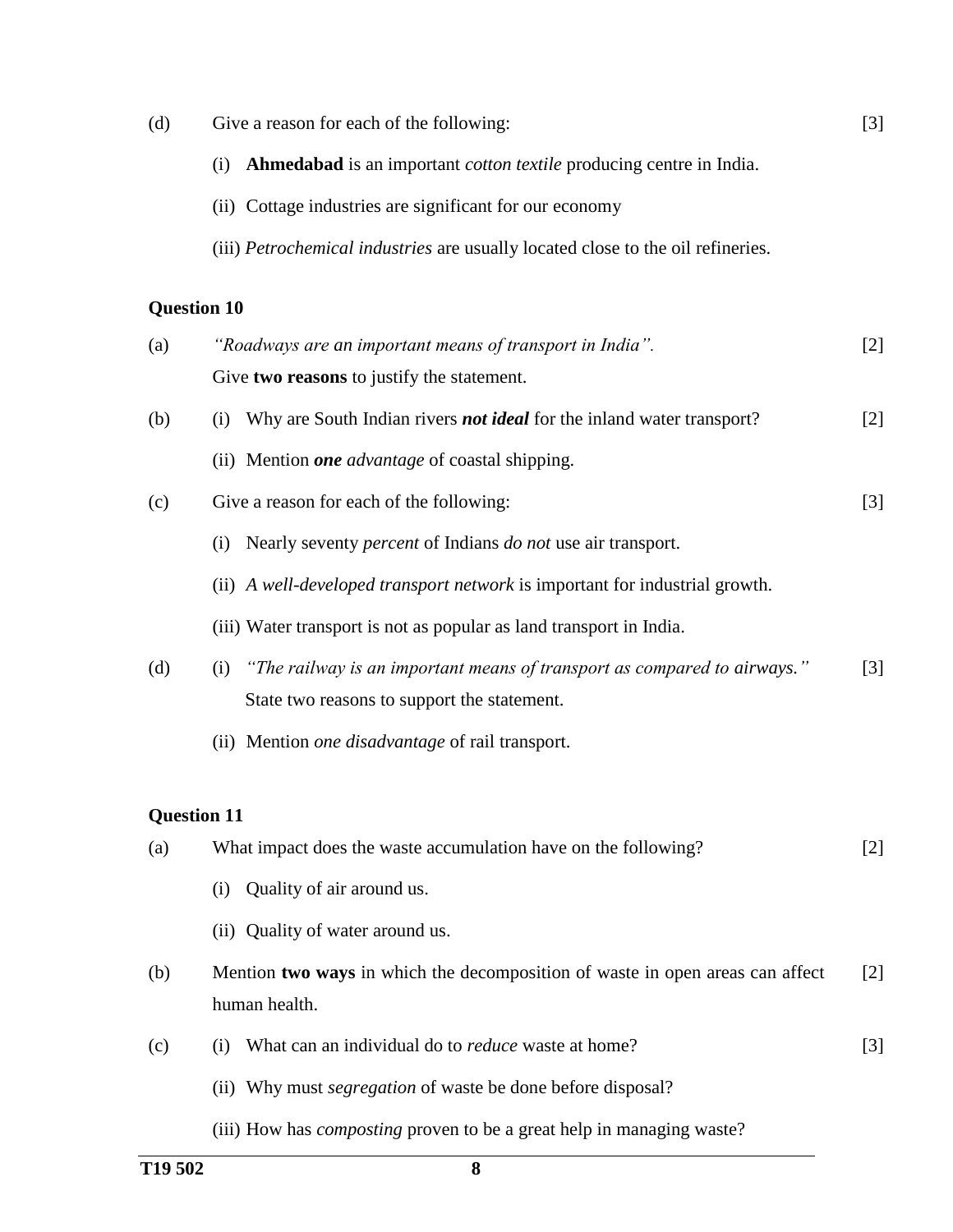(d) Give a reason for each of the following: [3]

(i) **Ahmedabad** is an important *cotton textile* producing centre in India.

(ii) Cottage industries are significant for our economy

(iii) *Petrochemical industries* are usually located close to the oil refineries.

**Question 10**

(a) *"Roadways are an important means of transport in India".* [2]
Give **two reasons** to justify the statement.

(b) (i) Why are South Indian rivers ***not ideal*** for the inland water transport? [2]

(ii) Mention ***one*** *advantage* of coastal shipping.

(c) Give a reason for each of the following: [3]

(i) Nearly seventy *percent* of Indians *do not* use air transport.

(ii) *A well-developed transport network* is important for industrial growth.

(iii) Water transport is not as popular as land transport in India.

(d) (i) *"The railway is an important means of transport as compared to airways."* [3]
State two reasons to support the statement.

(ii) Mention *one disadvantage* of rail transport.

**Question 11**

(a) What impact does the waste accumulation have on the following? [2]

(i) Quality of air around us.

(ii) Quality of water around us.

(b) Mention **two ways** in which the decomposition of waste in open areas can affect human health. [2]

(c) (i) What can an individual do to *reduce* waste at home? [3]

(ii) Why must *segregation* of waste be done before disposal?

(iii) How has *composting* proven to be a great help in managing waste?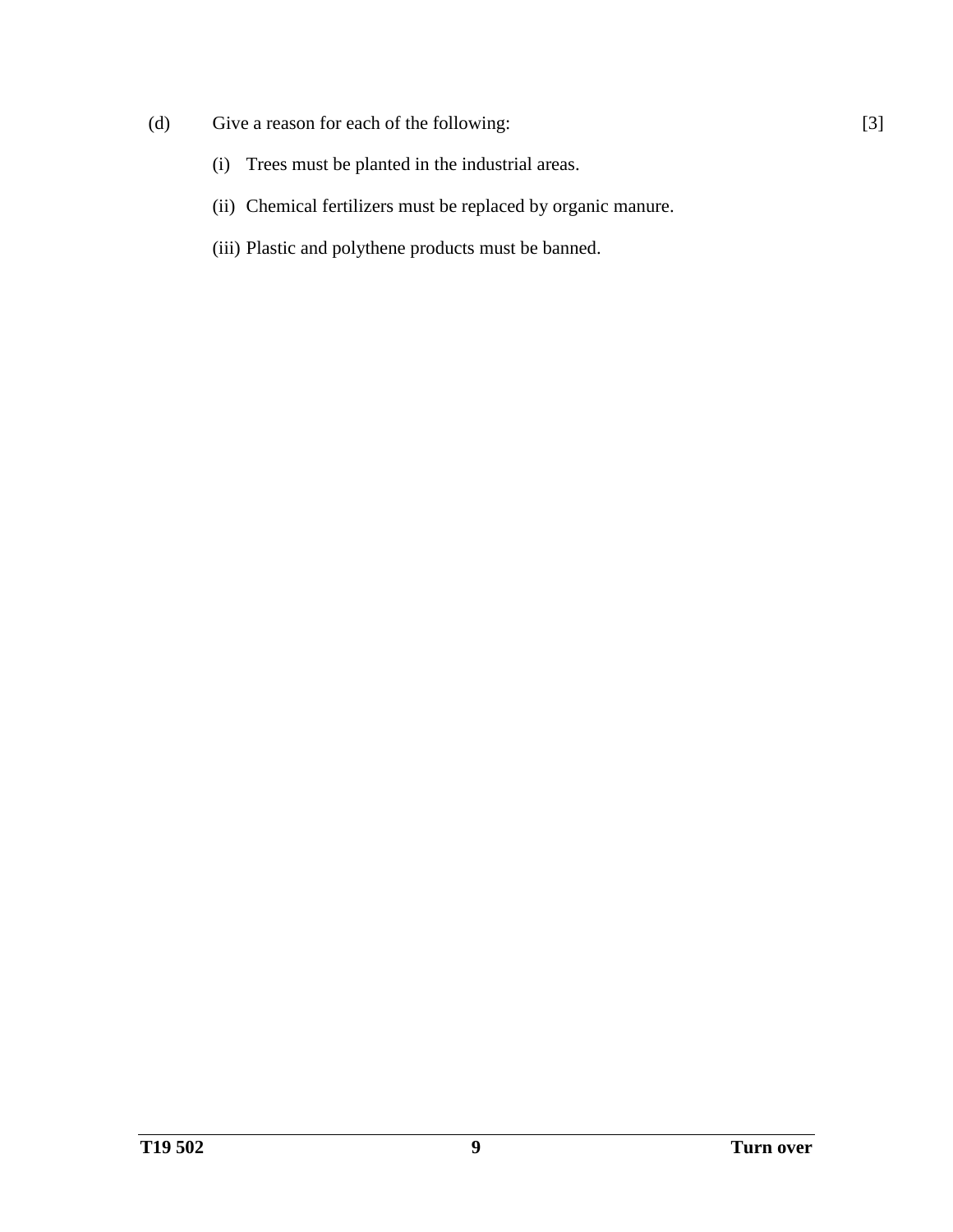(d) Give a reason for each of the following: [3]

(i) Trees must be planted in the industrial areas.

(ii) Chemical fertilizers must be replaced by organic manure.

(iii) Plastic and polythene products must be banned.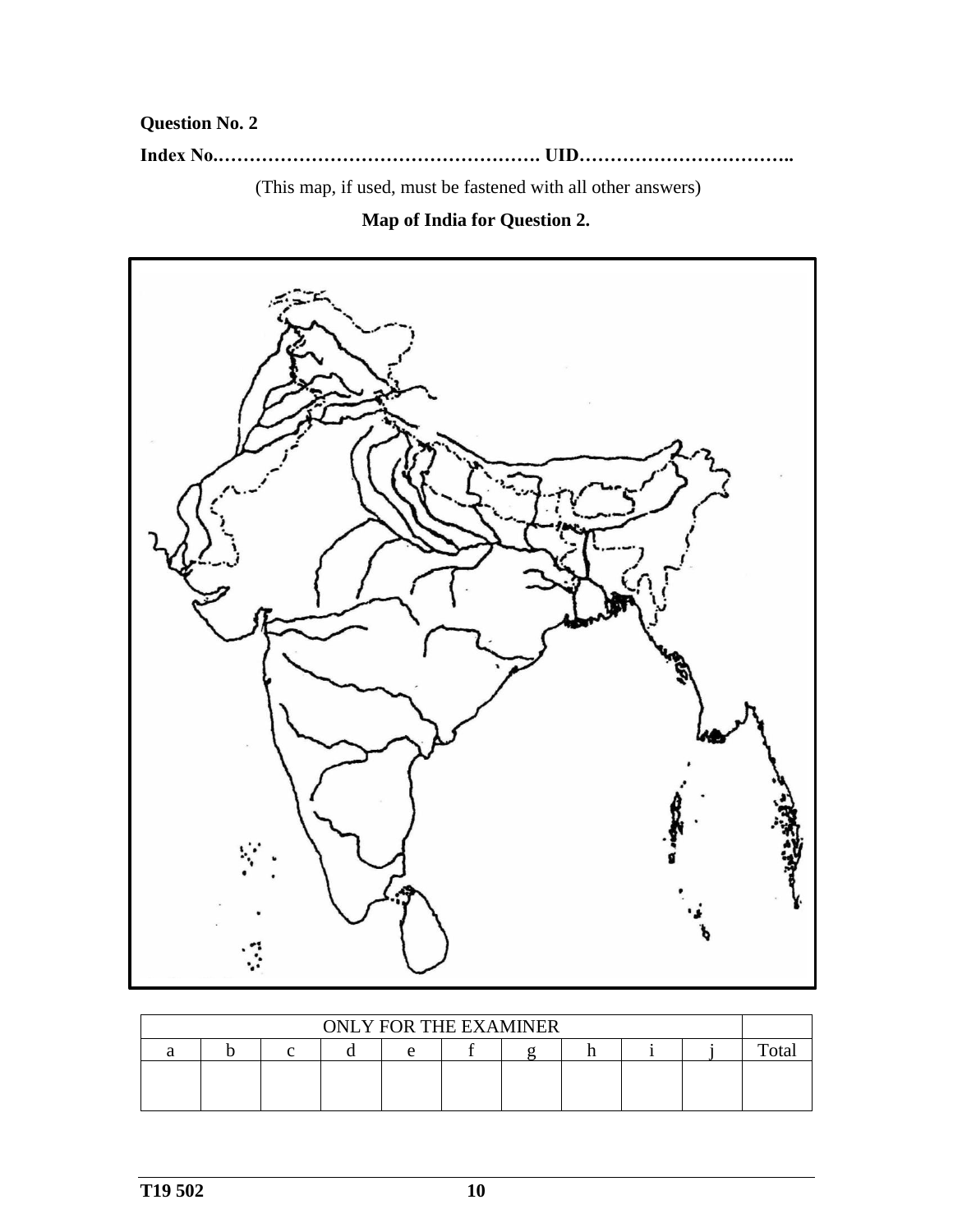**Question No. 2**

**Index No.……………………………………………. UID……………………………..**

(This map, if used, must be fastened with all other answers)

**Map of India for Question 2.**

| ONLY FOR THE EXAMINER | | | | | | | | | | |
|---|---|---|---|---|---|---|---|---|---|---|
| a | b | c | d | e | f | g | h | i | j | Total |
| | | | | | | | | | | |

T19 502